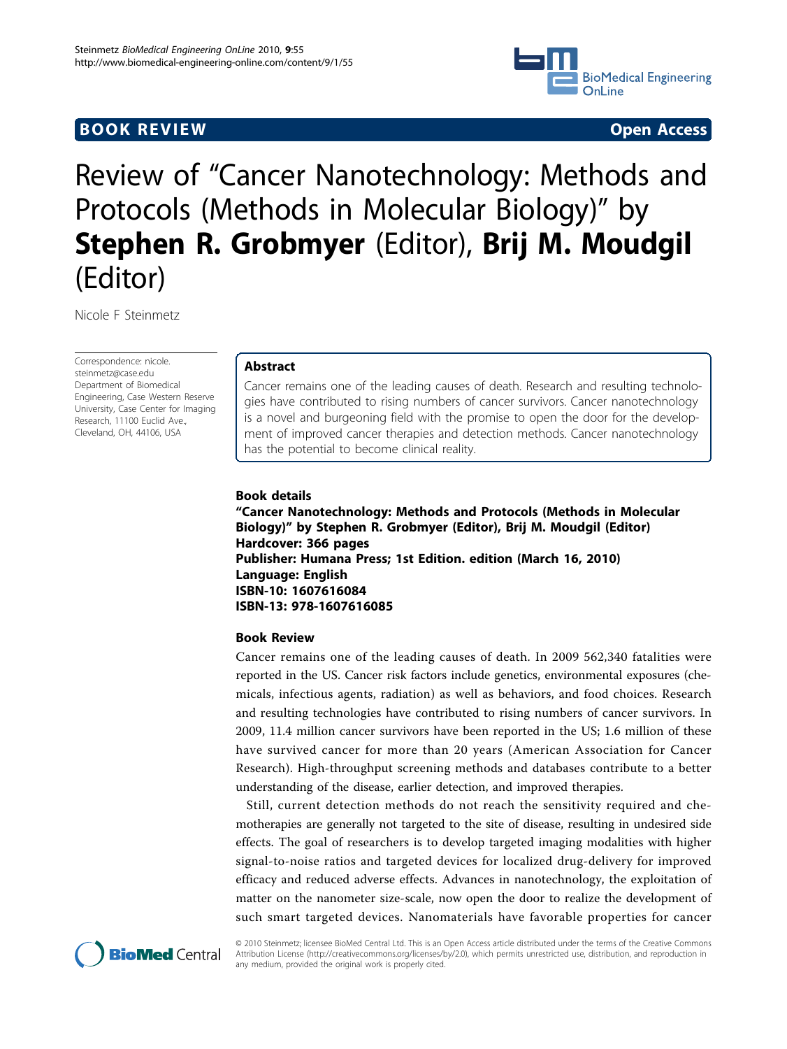**BOOK REVIEW** **Open Access**

# Review of "Cancer Nanotechnology: Methods and Protocols (Methods in Molecular Biology)" by **Stephen R. Grobmyer** (Editor), **Brij M. Moudgil** (Editor)

Nicole F Steinmetz

Correspondence: nicole.steinmetz@case.edu
Department of Biomedical Engineering, Case Western Reserve University, Case Center for Imaging Research, 11100 Euclid Ave., Cleveland, OH, 44106, USA

## Abstract

Cancer remains one of the leading causes of death. Research and resulting technologies have contributed to rising numbers of cancer survivors. Cancer nanotechnology is a novel and burgeoning field with the promise to open the door for the development of improved cancer therapies and detection methods. Cancer nanotechnology has the potential to become clinical reality.

### Book details

**"Cancer Nanotechnology: Methods and Protocols (Methods in Molecular Biology)" by Stephen R. Grobmyer (Editor), Brij M. Moudgil (Editor)**
**Hardcover: 366 pages**
**Publisher: Humana Press; 1st Edition. edition (March 16, 2010)**
**Language: English**
**ISBN-10: 1607616084**
**ISBN-13: 978-1607616085**

### Book Review

Cancer remains one of the leading causes of death. In 2009 562,340 fatalities were reported in the US. Cancer risk factors include genetics, environmental exposures (chemicals, infectious agents, radiation) as well as behaviors, and food choices. Research and resulting technologies have contributed to rising numbers of cancer survivors. In 2009, 11.4 million cancer survivors have been reported in the US; 1.6 million of these have survived cancer for more than 20 years (American Association for Cancer Research). High-throughput screening methods and databases contribute to a better understanding of the disease, earlier detection, and improved therapies.

Still, current detection methods do not reach the sensitivity required and chemotherapies are generally not targeted to the site of disease, resulting in undesired side effects. The goal of researchers is to develop targeted imaging modalities with higher signal-to-noise ratios and targeted devices for localized drug-delivery for improved efficacy and reduced adverse effects. Advances in nanotechnology, the exploitation of matter on the nanometer size-scale, now open the door to realize the development of such smart targeted devices. Nanomaterials have favorable properties for cancer

© 2010 Steinmetz; licensee BioMed Central Ltd. This is an Open Access article distributed under the terms of the Creative Commons Attribution License (http://creativecommons.org/licenses/by/2.0), which permits unrestricted use, distribution, and reproduction in any medium, provided the original work is properly cited.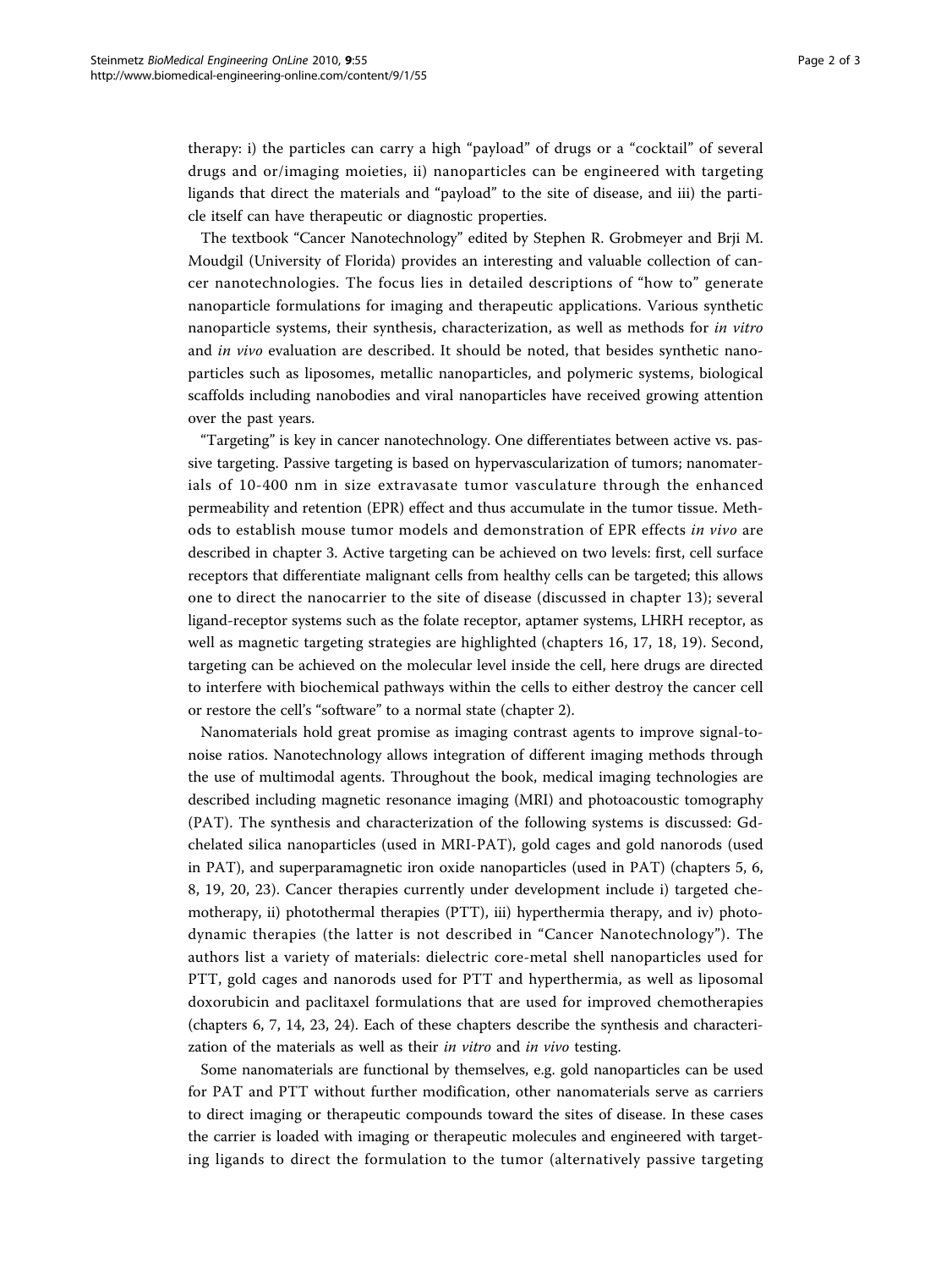therapy: i) the particles can carry a high "payload" of drugs or a "cocktail" of several drugs and or/imaging moieties, ii) nanoparticles can be engineered with targeting ligands that direct the materials and "payload" to the site of disease, and iii) the particle itself can have therapeutic or diagnostic properties.

The textbook "Cancer Nanotechnology" edited by Stephen R. Grobmeyer and Brji M. Moudgil (University of Florida) provides an interesting and valuable collection of cancer nanotechnologies. The focus lies in detailed descriptions of "how to" generate nanoparticle formulations for imaging and therapeutic applications. Various synthetic nanoparticle systems, their synthesis, characterization, as well as methods for *in vitro* and *in vivo* evaluation are described. It should be noted, that besides synthetic nanoparticles such as liposomes, metallic nanoparticles, and polymeric systems, biological scaffolds including nanobodies and viral nanoparticles have received growing attention over the past years.

"Targeting" is key in cancer nanotechnology. One differentiates between active vs. passive targeting. Passive targeting is based on hypervascularization of tumors; nanomaterials of 10-400 nm in size extravasate tumor vasculature through the enhanced permeability and retention (EPR) effect and thus accumulate in the tumor tissue. Methods to establish mouse tumor models and demonstration of EPR effects *in vivo* are described in chapter 3. Active targeting can be achieved on two levels: first, cell surface receptors that differentiate malignant cells from healthy cells can be targeted; this allows one to direct the nanocarrier to the site of disease (discussed in chapter 13); several ligand-receptor systems such as the folate receptor, aptamer systems, LHRH receptor, as well as magnetic targeting strategies are highlighted (chapters 16, 17, 18, 19). Second, targeting can be achieved on the molecular level inside the cell, here drugs are directed to interfere with biochemical pathways within the cells to either destroy the cancer cell or restore the cell's "software" to a normal state (chapter 2).

Nanomaterials hold great promise as imaging contrast agents to improve signal-to-noise ratios. Nanotechnology allows integration of different imaging methods through the use of multimodal agents. Throughout the book, medical imaging technologies are described including magnetic resonance imaging (MRI) and photoacoustic tomography (PAT). The synthesis and characterization of the following systems is discussed: Gd-chelated silica nanoparticles (used in MRI-PAT), gold cages and gold nanorods (used in PAT), and superparamagnetic iron oxide nanoparticles (used in PAT) (chapters 5, 6, 8, 19, 20, 23). Cancer therapies currently under development include i) targeted chemotherapy, ii) photothermal therapies (PTT), iii) hyperthermia therapy, and iv) photodynamic therapies (the latter is not described in "Cancer Nanotechnology"). The authors list a variety of materials: dielectric core-metal shell nanoparticles used for PTT, gold cages and nanorods used for PTT and hyperthermia, as well as liposomal doxorubicin and paclitaxel formulations that are used for improved chemotherapies (chapters 6, 7, 14, 23, 24). Each of these chapters describe the synthesis and characterization of the materials as well as their *in vitro* and *in vivo* testing.

Some nanomaterials are functional by themselves, e.g. gold nanoparticles can be used for PAT and PTT without further modification, other nanomaterials serve as carriers to direct imaging or therapeutic compounds toward the sites of disease. In these cases the carrier is loaded with imaging or therapeutic molecules and engineered with targeting ligands to direct the formulation to the tumor (alternatively passive targeting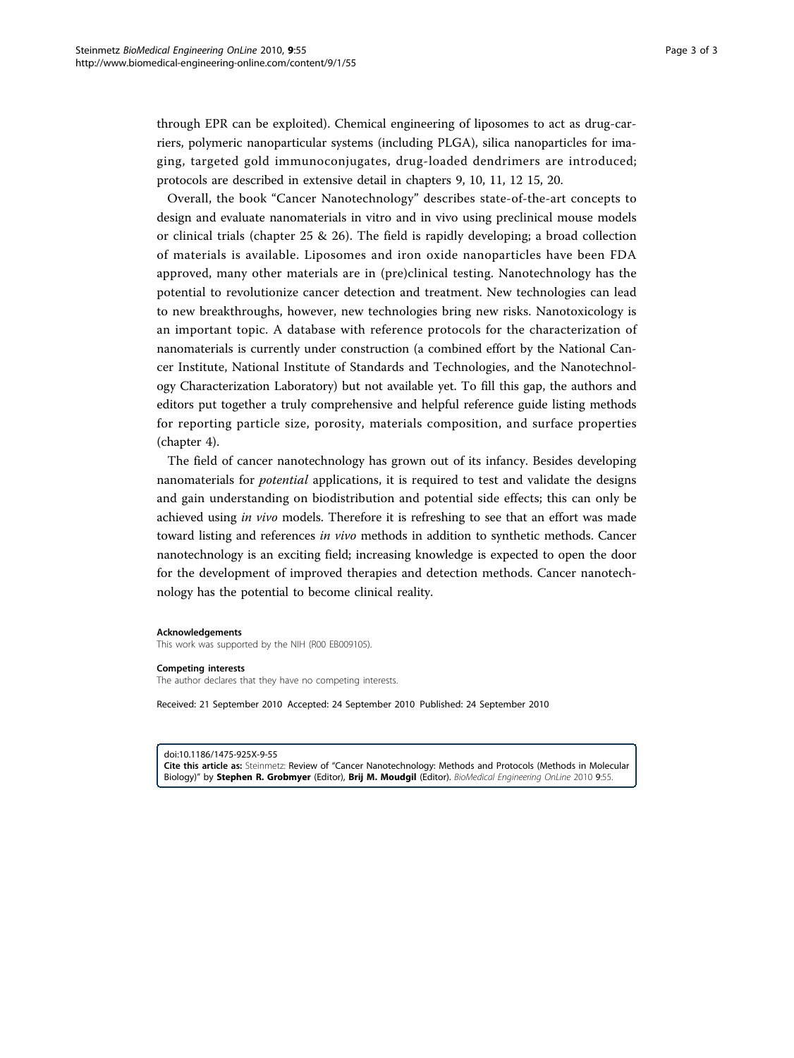through EPR can be exploited). Chemical engineering of liposomes to act as drug-carriers, polymeric nanoparticular systems (including PLGA), silica nanoparticles for imaging, targeted gold immunoconjugates, drug-loaded dendrimers are introduced; protocols are described in extensive detail in chapters 9, 10, 11, 12 15, 20.

Overall, the book "Cancer Nanotechnology" describes state-of-the-art concepts to design and evaluate nanomaterials in vitro and in vivo using preclinical mouse models or clinical trials (chapter 25 & 26). The field is rapidly developing; a broad collection of materials is available. Liposomes and iron oxide nanoparticles have been FDA approved, many other materials are in (pre)clinical testing. Nanotechnology has the potential to revolutionize cancer detection and treatment. New technologies can lead to new breakthroughs, however, new technologies bring new risks. Nanotoxicology is an important topic. A database with reference protocols for the characterization of nanomaterials is currently under construction (a combined effort by the National Cancer Institute, National Institute of Standards and Technologies, and the Nanotechnology Characterization Laboratory) but not available yet. To fill this gap, the authors and editors put together a truly comprehensive and helpful reference guide listing methods for reporting particle size, porosity, materials composition, and surface properties (chapter 4).

The field of cancer nanotechnology has grown out of its infancy. Besides developing nanomaterials for *potential* applications, it is required to test and validate the designs and gain understanding on biodistribution and potential side effects; this can only be achieved using *in vivo* models. Therefore it is refreshing to see that an effort was made toward listing and references *in vivo* methods in addition to synthetic methods. Cancer nanotechnology is an exciting field; increasing knowledge is expected to open the door for the development of improved therapies and detection methods. Cancer nanotechnology has the potential to become clinical reality.

#### Acknowledgements
This work was supported by the NIH (R00 EB009105).

#### Competing interests
The author declares that they have no competing interests.

Received: 21 September 2010 Accepted: 24 September 2010 Published: 24 September 2010

doi:10.1186/1475-925X-9-55
**Cite this article as:** Steinmetz: Review of "Cancer Nanotechnology: Methods and Protocols (Methods in Molecular Biology)" by **Stephen R. Grobmyer** (Editor), **Brij M. Moudgil** (Editor). *BioMedical Engineering OnLine* 2010 **9**:55.